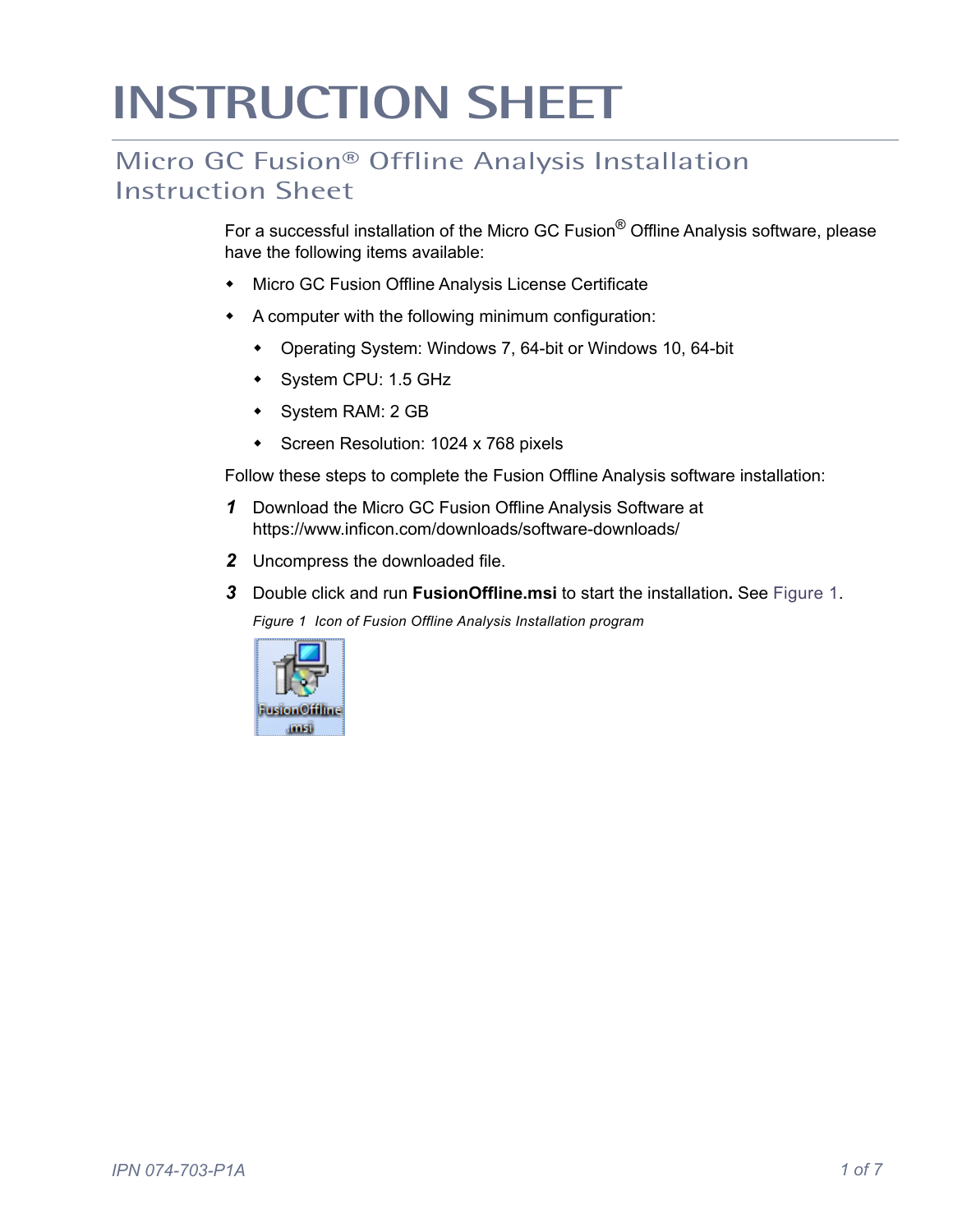# INSTRUCTION SHEET

## Micro GC Fusion® Offline Analysis Installation Instruction Sheet

For a successful installation of the Micro GC Fusion® Offline Analysis software, please have the following items available:

- Micro GC Fusion Offline Analysis License Certificate
- A computer with the following minimum configuration:
  - Operating System: Windows 7, 64-bit or Windows 10, 64-bit
  - System CPU: 1.5 GHz
  - System RAM: 2 GB
  - Screen Resolution: 1024 x 768 pixels

Follow these steps to complete the Fusion Offline Analysis software installation:

1. Download the Micro GC Fusion Offline Analysis Software at https://www.inficon.com/downloads/software-downloads/
2. Uncompress the downloaded file.
3. Double click and run **FusionOffline.msi** to start the installation. See Figure 1.

   *Figure 1 Icon of Fusion Offline Analysis Installation program*

IPN 074-703-P1A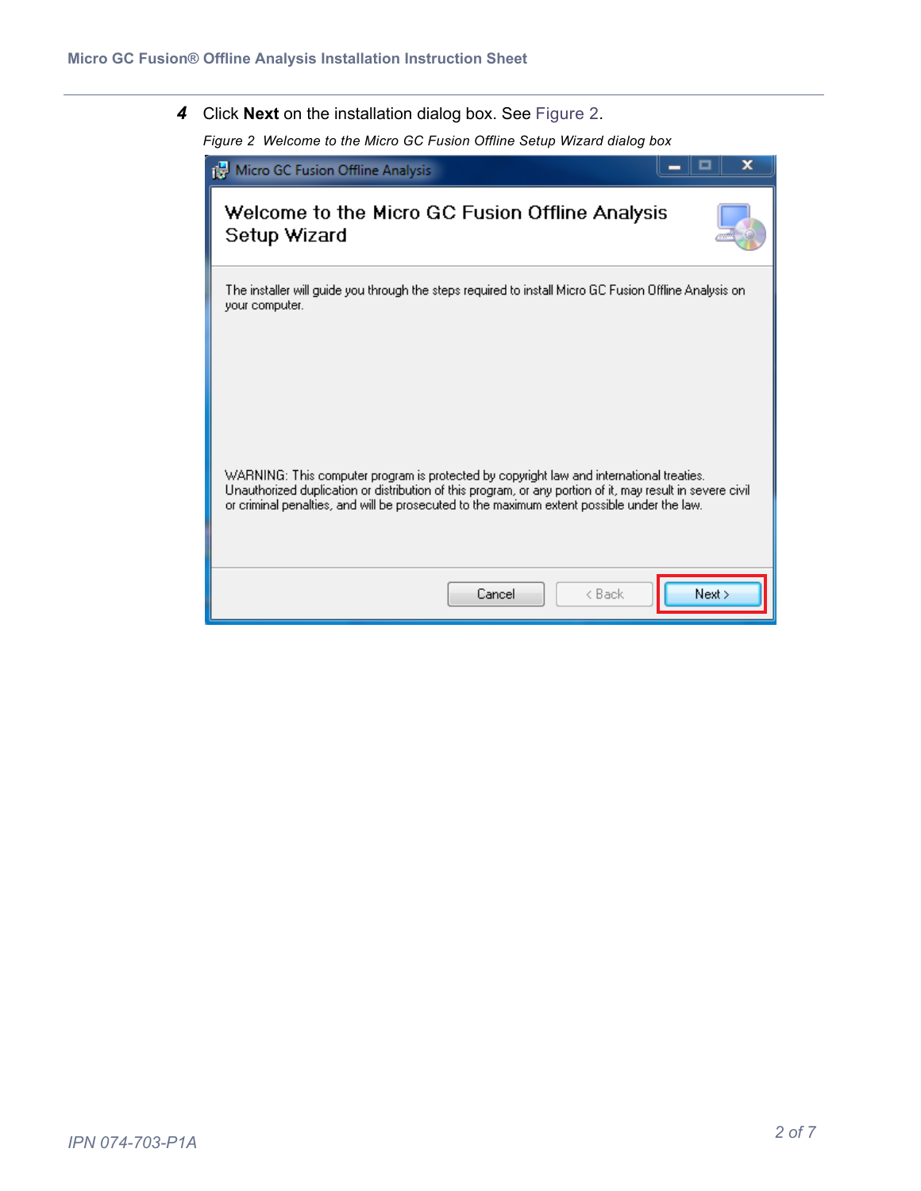4. Click **Next** on the installation dialog box. See Figure 2.

*Figure 2 Welcome to the Micro GC Fusion Offline Setup Wizard dialog box*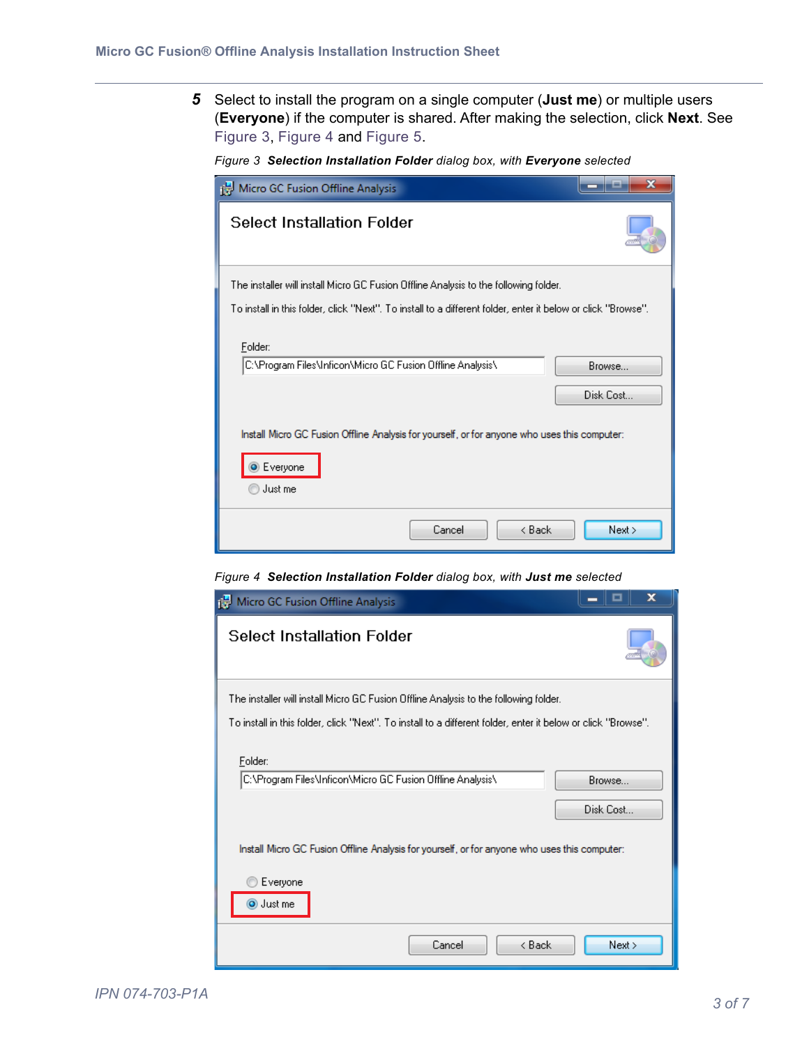**5** Select to install the program on a single computer (**Just me**) or multiple users (**Everyone**) if the computer is shared. After making the selection, click **Next**. See Figure 3, Figure 4 and Figure 5.

*Figure 3* ***Selection Installation Folder*** *dialog box, with* ***Everyone*** *selected*

*Figure 4* ***Selection Installation Folder*** *dialog box, with* ***Just me*** *selected*

*IPN 074-703-P1A*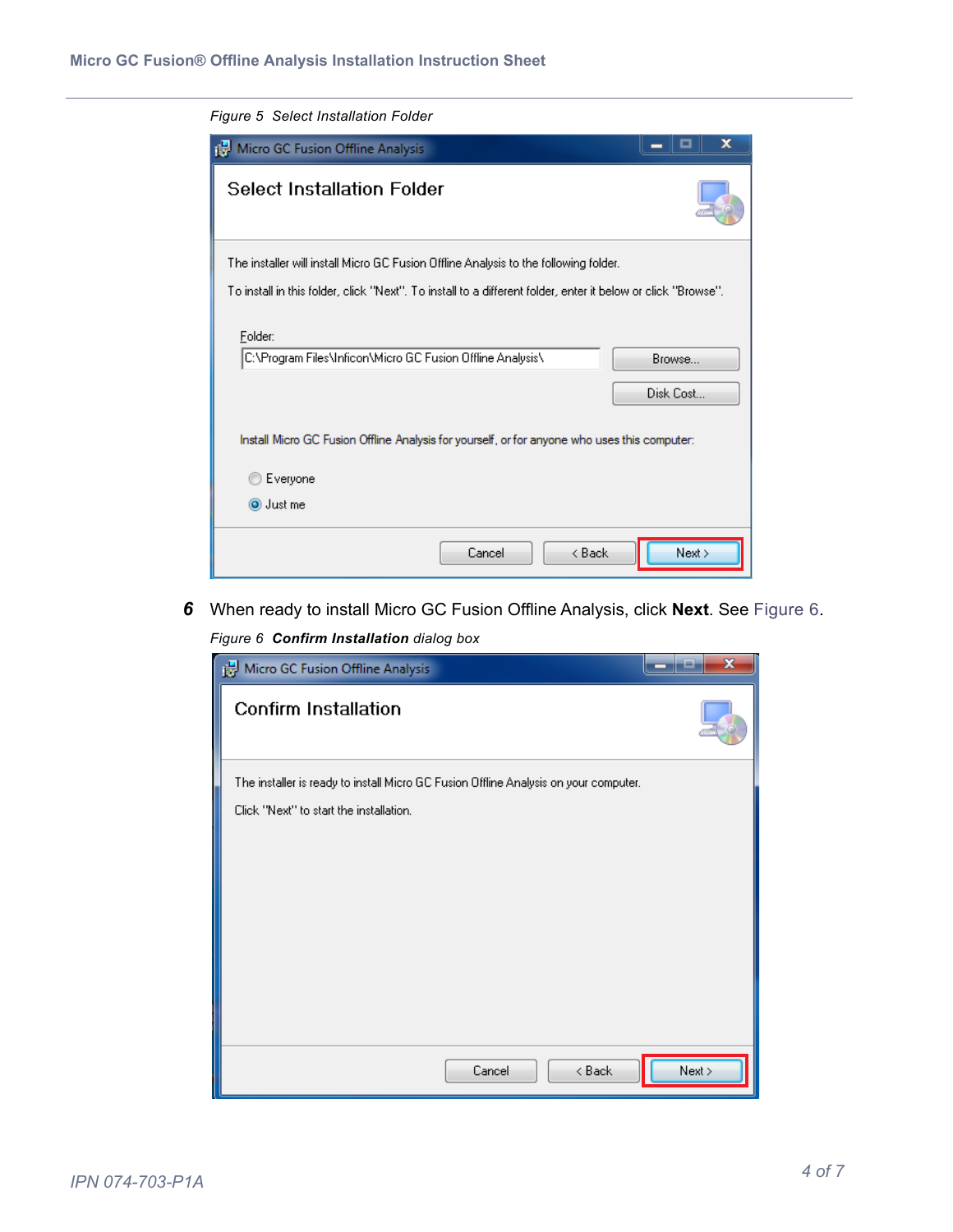*Figure 5 Select Installation Folder*

**6** When ready to install Micro GC Fusion Offline Analysis, click **Next**. See Figure 6.

*Figure 6* ***Confirm Installation*** *dialog box*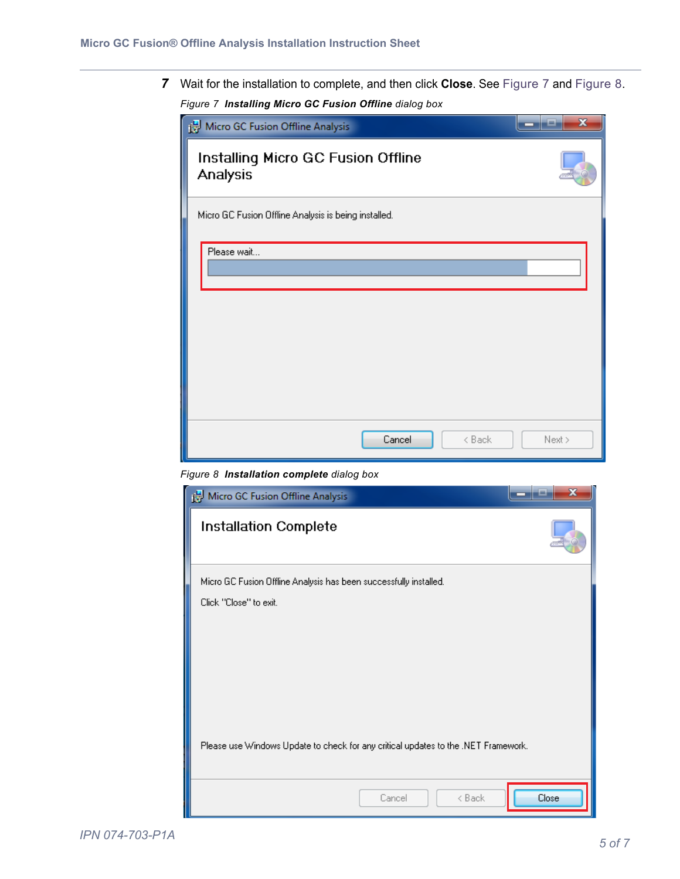7. Wait for the installation to complete, and then click **Close**. See Figure 7 and Figure 8.

*Figure 7* ***Installing Micro GC Fusion Offline*** *dialog box*

*Figure 8* ***Installation complete*** *dialog box*

IPN 074-703-P1A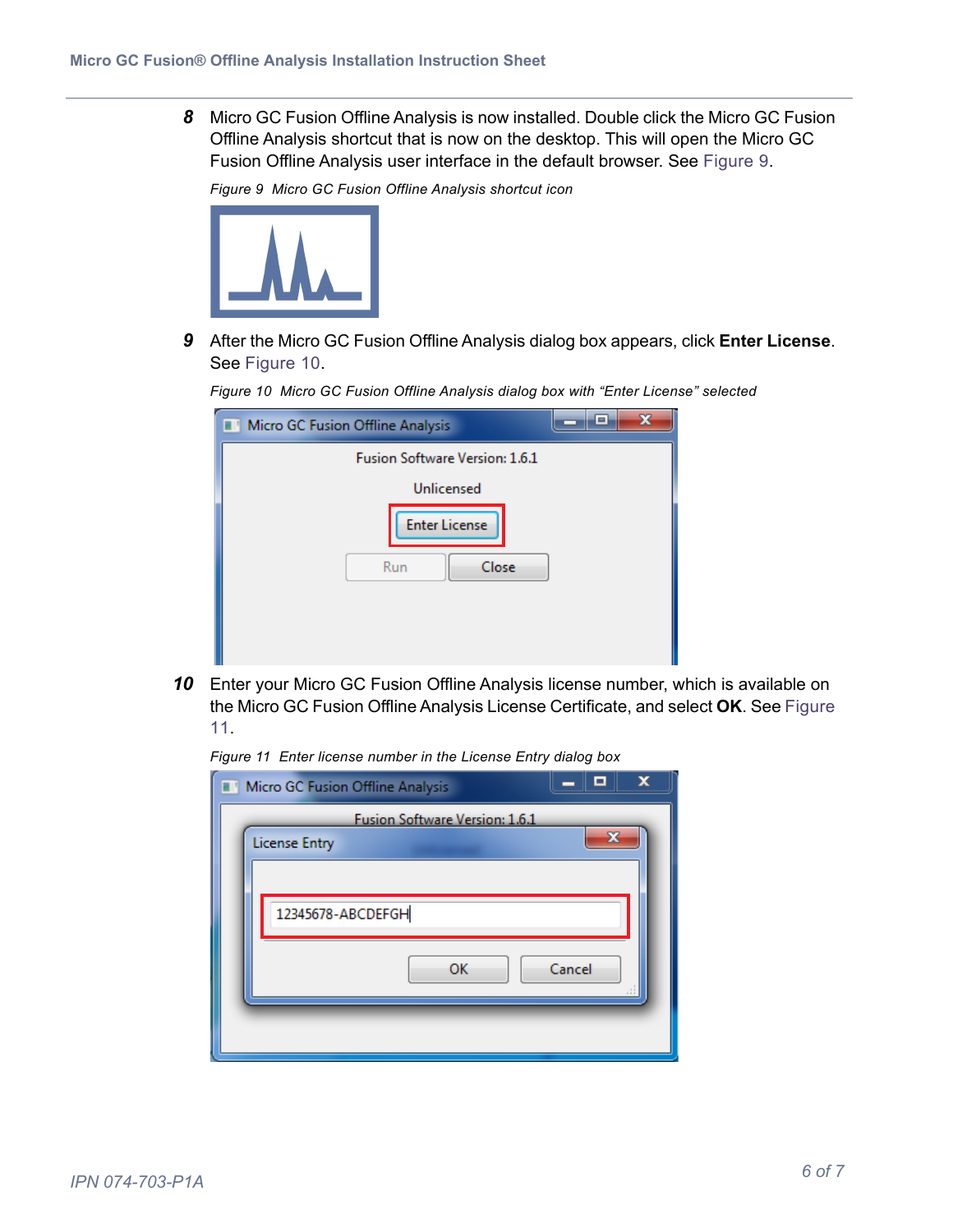8. Micro GC Fusion Offline Analysis is now installed. Double click the Micro GC Fusion Offline Analysis shortcut that is now on the desktop. This will open the Micro GC Fusion Offline Analysis user interface in the default browser. See Figure 9.

   *Figure 9 Micro GC Fusion Offline Analysis shortcut icon*

9. After the Micro GC Fusion Offline Analysis dialog box appears, click **Enter License**. See Figure 10.

   *Figure 10 Micro GC Fusion Offline Analysis dialog box with "Enter License" selected*

10. Enter your Micro GC Fusion Offline Analysis license number, which is available on the Micro GC Fusion Offline Analysis License Certificate, and select **OK**. See Figure 11.

    *Figure 11 Enter license number in the License Entry dialog box*

IPN 074-703-P1A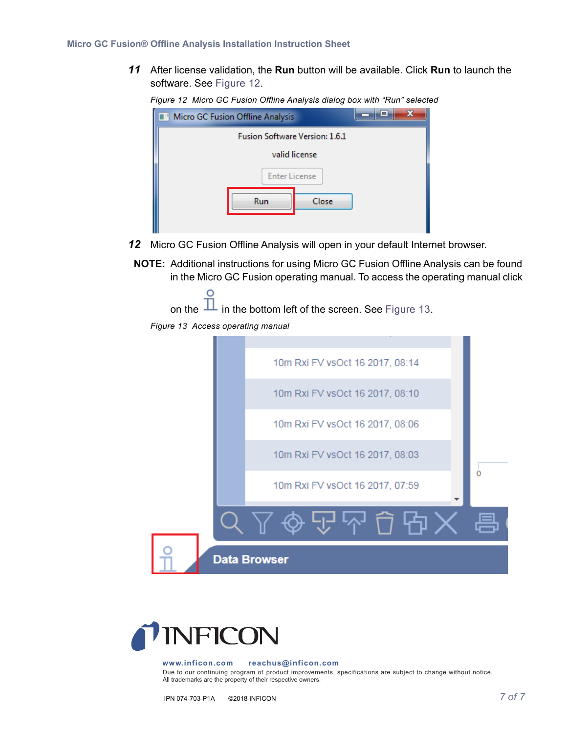11 After license validation, the **Run** button will be available. Click **Run** to launch the software. See Figure 12.

*Figure 12 Micro GC Fusion Offline Analysis dialog box with "Run" selected*

Micro GC Fusion Offline Analysis

Fusion Software Version: 1.6.1

valid license

Enter License

Run

Close

12 Micro GC Fusion Offline Analysis will open in your default Internet browser.

**NOTE:** Additional instructions for using Micro GC Fusion Offline Analysis can be found in the Micro GC Fusion operating manual. To access the operating manual click on the ℹ in the bottom left of the screen. See Figure 13.

*Figure 13 Access operating manual*

10m Rxi FV vsOct 16 2017, 08:14

10m Rxi FV vsOct 16 2017, 08:10

10m Rxi FV vsOct 16 2017, 08:06

10m Rxi FV vsOct 16 2017, 08:03

10m Rxi FV vsOct 16 2017, 07:59

0

Data Browser

INFICON

www.inficon.com reachus@inficon.com

Due to our continuing program of product improvements, specifications are subject to change without notice.
All trademarks are the property of their respective owners.

IPN 074-703-P1A ©2018 INFICON